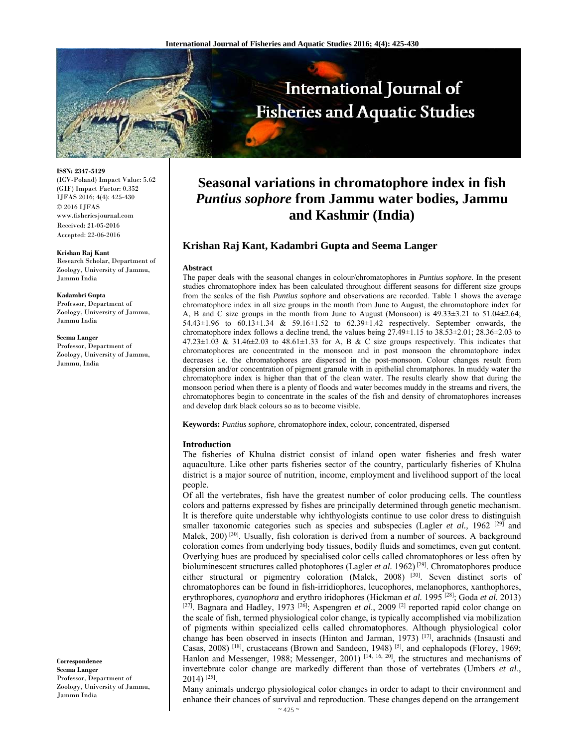# Seasonal variations in chromatophore index in fish *Puntius sophore* from Jammu water bodies, Jammu and Kashmir (India)

**ISSN: 2347-5129**
(ICV-Poland) Impact Value: 5.62
(GIF) Impact Factor: 0.352
IJFAS 2016; 4(4): 425-430
© 2016 IJFAS
www.fisheriesjournal.com
Received: 21-05-2016
Accepted: 22-06-2016

## Krishan Raj Kant, Kadambri Gupta and Seema Langer

**Krishan Raj Kant**
Research Scholar, Department of Zoology, University of Jammu, Jammu India

**Kadambri Gupta**
Professor, Department of Zoology, University of Jammu, Jammu India

**Seema Langer**
Professor, Department of Zoology, University of Jammu, Jammu, India

**Correspondence**
**Seema Langer**
Professor, Department of Zoology, University of Jammu, Jammu India

### Abstract

The paper deals with the seasonal changes in colour/chromatophores in *Puntius sophore*. In the present studies chromatophore index has been calculated throughout different seasons for different size groups from the scales of the fish *Puntius sophore* and observations are recorded. Table 1 shows the average chromatophore index in all size groups in the month from June to August, the chromatophore index for A, B and C size groups in the month from June to August (Monsoon) is 49.33±3.21 to 51.04±2.64; 54.43±1.96 to 60.13±1.34 & 59.16±1.52 to 62.39±1.42 respectively. September onwards, the chromatophore index follows a decline trend, the values being 27.49±1.15 to 38.53±2.01; 28.36±2.03 to 47.23±1.03 & 31.46±2.03 to 48.61±1.33 for A, B & C size groups respectively. This indicates that chromatophores are concentrated in the monsoon and in post monsoon the chromatophore index decreases i.e. the chromatophores are dispersed in the post-monsoon. Colour changes result from dispersion and/or concentration of pigment granule with in epithelial chromatphores. In muddy water the chromatophore index is higher than that of the clean water. The results clearly show that during the monsoon period when there is a plenty of floods and water becomes muddy in the streams and rivers, the chromatophores begin to concentrate in the scales of the fish and density of chromatophores increases and develop dark black colours so as to become visible.

**Keywords:** *Puntius sophore,* chromatophore index, colour, concentrated, dispersed

### Introduction

The fisheries of Khulna district consist of inland open water fisheries and fresh water aquaculture. Like other parts fisheries sector of the country, particularly fisheries of Khulna district is a major source of nutrition, income, employment and livelihood support of the local people.

Of all the vertebrates, fish have the greatest number of color producing cells. The countless colors and patterns expressed by fishes are principally determined through genetic mechanism. It is therefore quite understable why ichthyologists continue to use color dress to distinguish smaller taxonomic categories such as species and subspecies (Lagler *et al.,* 1962 [29] and Malek, 200) [30]. Usually, fish coloration is derived from a number of sources. A background coloration comes from underlying body tissues, bodily fluids and sometimes, even gut content. Overlying hues are produced by specialised color cells called chromatophores or less often by bioluminescent structures called photophores (Lagler *et al.* 1962) [29]. Chromatophores produce either structural or pigmentry coloration (Malek, 2008) [30]. Seven distinct sorts of chromatophores can be found in fish-irridiophores, leucophores, melanophores, xanthophores, erythrophores, *cyanophora* and erythro iridophores (Hickman *et al.* 1995 [28]; Goda *et al.* 2013) [27]. Bagnara and Hadley, 1973 [26]; Aspengren *et al*., 2009 [2] reported rapid color change on the scale of fish, termed physiological color change, is typically accomplished via mobilization of pigments within specialized cells called chromatophores. Although physiological color change has been observed in insects (Hinton and Jarman, 1973) [17], arachnids (Insausti and Casas, 2008) [18], crustaceans (Brown and Sandeen, 1948) [5], and cephalopods (Florey, 1969; Hanlon and Messenger, 1988; Messenger, 2001) [14, 16, 20], the structures and mechanisms of invertebrate color change are markedly different than those of vertebrates (Umbers *et al*., 2014) [25].

Many animals undergo physiological color changes in order to adapt to their environment and enhance their chances of survival and reproduction. These changes depend on the arrangement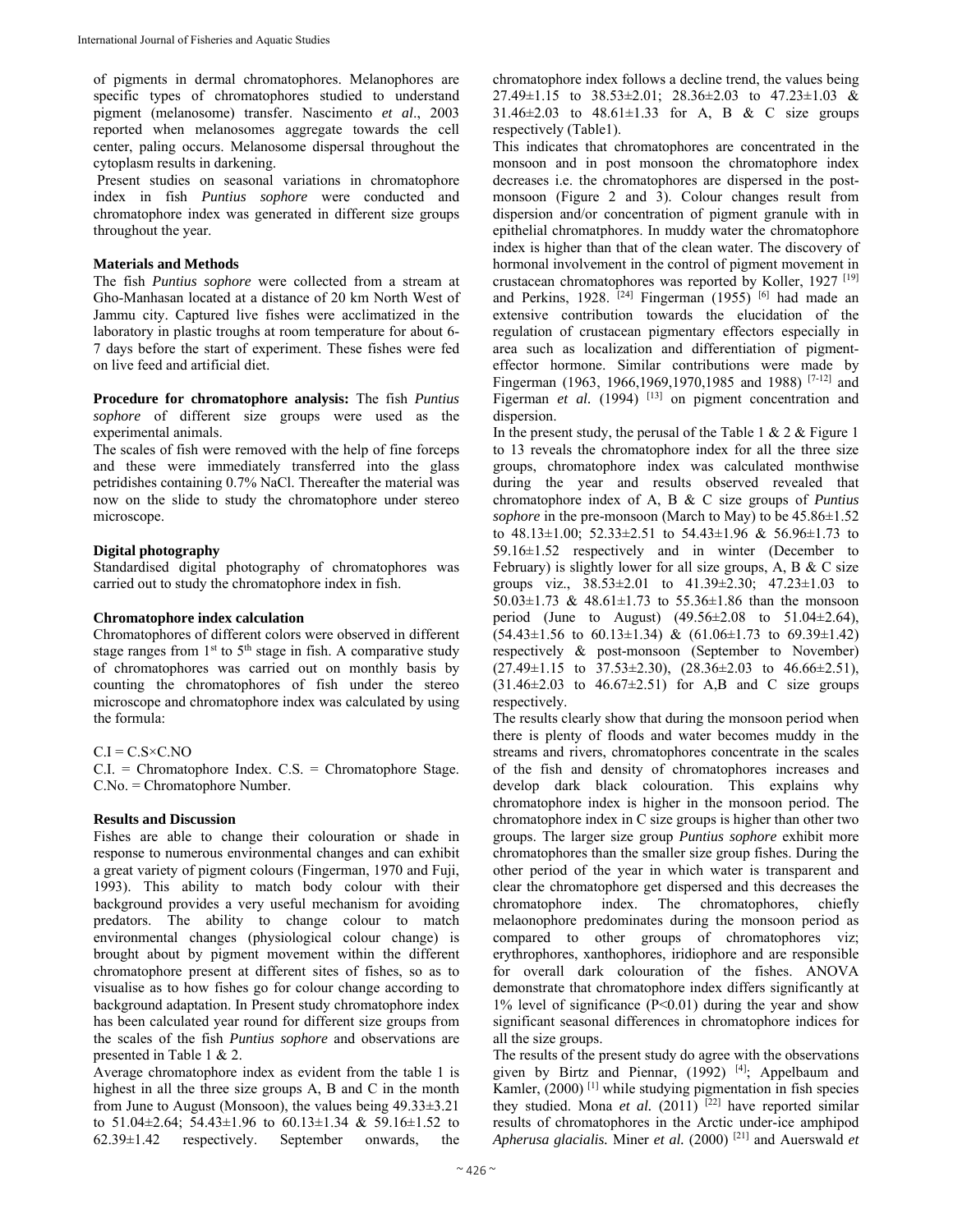of pigments in dermal chromatophores. Melanophores are specific types of chromatophores studied to understand pigment (melanosome) transfer. Nascimento *et al*., 2003 reported when melanosomes aggregate towards the cell center, paling occurs. Melanosome dispersal throughout the cytoplasm results in darkening.

Present studies on seasonal variations in chromatophore index in fish *Puntius sophore* were conducted and chromatophore index was generated in different size groups throughout the year.

## Materials and Methods

The fish *Puntius sophore* were collected from a stream at Gho-Manhasan located at a distance of 20 km North West of Jammu city. Captured live fishes were acclimatized in the laboratory in plastic troughs at room temperature for about 6-7 days before the start of experiment. These fishes were fed on live feed and artificial diet.

**Procedure for chromatophore analysis:** The fish *Puntius sophore* of different size groups were used as the experimental animals.

The scales of fish were removed with the help of fine forceps and these were immediately transferred into the glass petridishes containing 0.7% NaCl. Thereafter the material was now on the slide to study the chromatophore under stereo microscope.

### Digital photography

Standardised digital photography of chromatophores was carried out to study the chromatophore index in fish.

### Chromatophore index calculation

Chromatophores of different colors were observed in different stage ranges from 1st to 5th stage in fish. A comparative study of chromatophores was carried out on monthly basis by counting the chromatophores of fish under the stereo microscope and chromatophore index was calculated by using the formula:

C.I = C.S×C.NO

C.I. = Chromatophore Index. C.S. = Chromatophore Stage. C.No. = Chromatophore Number.

## Results and Discussion

Fishes are able to change their colouration or shade in response to numerous environmental changes and can exhibit a great variety of pigment colours (Fingerman, 1970 and Fuji, 1993). This ability to match body colour with their background provides a very useful mechanism for avoiding predators. The ability to change colour to match environmental changes (physiological colour change) is brought about by pigment movement within the different chromatophore present at different sites of fishes, so as to visualise as to how fishes go for colour change according to background adaptation. In Present study chromatophore index has been calculated year round for different size groups from the scales of the fish *Puntius sophore* and observations are presented in Table 1 & 2.

Average chromatophore index as evident from the table 1 is highest in all the three size groups A, B and C in the month from June to August (Monsoon), the values being 49.33±3.21 to 51.04±2.64; 54.43±1.96 to 60.13±1.34 & 59.16±1.52 to 62.39±1.42 respectively. September onwards, the chromatophore index follows a decline trend, the values being 27.49±1.15 to 38.53±2.01; 28.36±2.03 to 47.23±1.03 & 31.46±2.03 to 48.61±1.33 for A, B & C size groups respectively (Table1).

This indicates that chromatophores are concentrated in the monsoon and in post monsoon the chromatophore index decreases i.e. the chromatophores are dispersed in the post-monsoon (Figure 2 and 3). Colour changes result from dispersion and/or concentration of pigment granule with in epithelial chromatphores. In muddy water the chromatophore index is higher than that of the clean water. The discovery of hormonal involvement in the control of pigment movement in crustacean chromatophores was reported by Koller, 1927 [19] and Perkins, 1928. [24] Fingerman (1955) [6] had made an extensive contribution towards the elucidation of the regulation of crustacean pigmentary effectors especially in area such as localization and differentiation of pigment-effector hormone. Similar contributions were made by Fingerman (1963, 1966,1969,1970,1985 and 1988) [7-12] and Figerman *et al.* (1994) [13] on pigment concentration and dispersion.

In the present study, the perusal of the Table 1 & 2 & Figure 1 to 13 reveals the chromatophore index for all the three size groups, chromatophore index was calculated monthwise during the year and results observed revealed that chromatophore index of A, B & C size groups of *Puntius sophore* in the pre-monsoon (March to May) to be 45.86±1.52 to 48.13±1.00; 52.33±2.51 to 54.43±1.96 & 56.96±1.73 to 59.16±1.52 respectively and in winter (December to February) is slightly lower for all size groups, A, B & C size groups viz., 38.53±2.01 to 41.39±2.30; 47.23±1.03 to 50.03±1.73 & 48.61±1.73 to 55.36±1.86 than the monsoon period (June to August) (49.56±2.08 to 51.04±2.64), (54.43±1.56 to 60.13±1.34) & (61.06±1.73 to 69.39±1.42) respectively & post-monsoon (September to November) (27.49±1.15 to 37.53±2.30), (28.36±2.03 to 46.66±2.51), (31.46±2.03 to 46.67±2.51) for A,B and C size groups respectively.

The results clearly show that during the monsoon period when there is plenty of floods and water becomes muddy in the streams and rivers, chromatophores concentrate in the scales of the fish and density of chromatophores increases and develop dark black colouration. This explains why chromatophore index is higher in the monsoon period. The chromatophore index in C size groups is higher than other two groups. The larger size group *Puntius sophore* exhibit more chromatophores than the smaller size group fishes. During the other period of the year in which water is transparent and clear the chromatophore get dispersed and this decreases the chromatophore index. The chromatophores, chiefly melaonophore predominates during the monsoon period as compared to other groups of chromatophores viz; erythrophores, xanthophores, iridiophore and are responsible for overall dark colouration of the fishes. ANOVA demonstrate that chromatophore index differs significantly at 1% level of significance ($P<0.01$) during the year and show significant seasonal differences in chromatophore indices for all the size groups.

The results of the present study do agree with the observations given by Birtz and Piennar, (1992) [4]; Appelbaum and Kamler, (2000) [1] while studying pigmentation in fish species they studied. Mona *et al.* (2011) [22] have reported similar results of chromatophores in the Arctic under-ice amphipod *Apherusa glacialis.* Miner *et al.* (2000) [21] and Auerswald *et*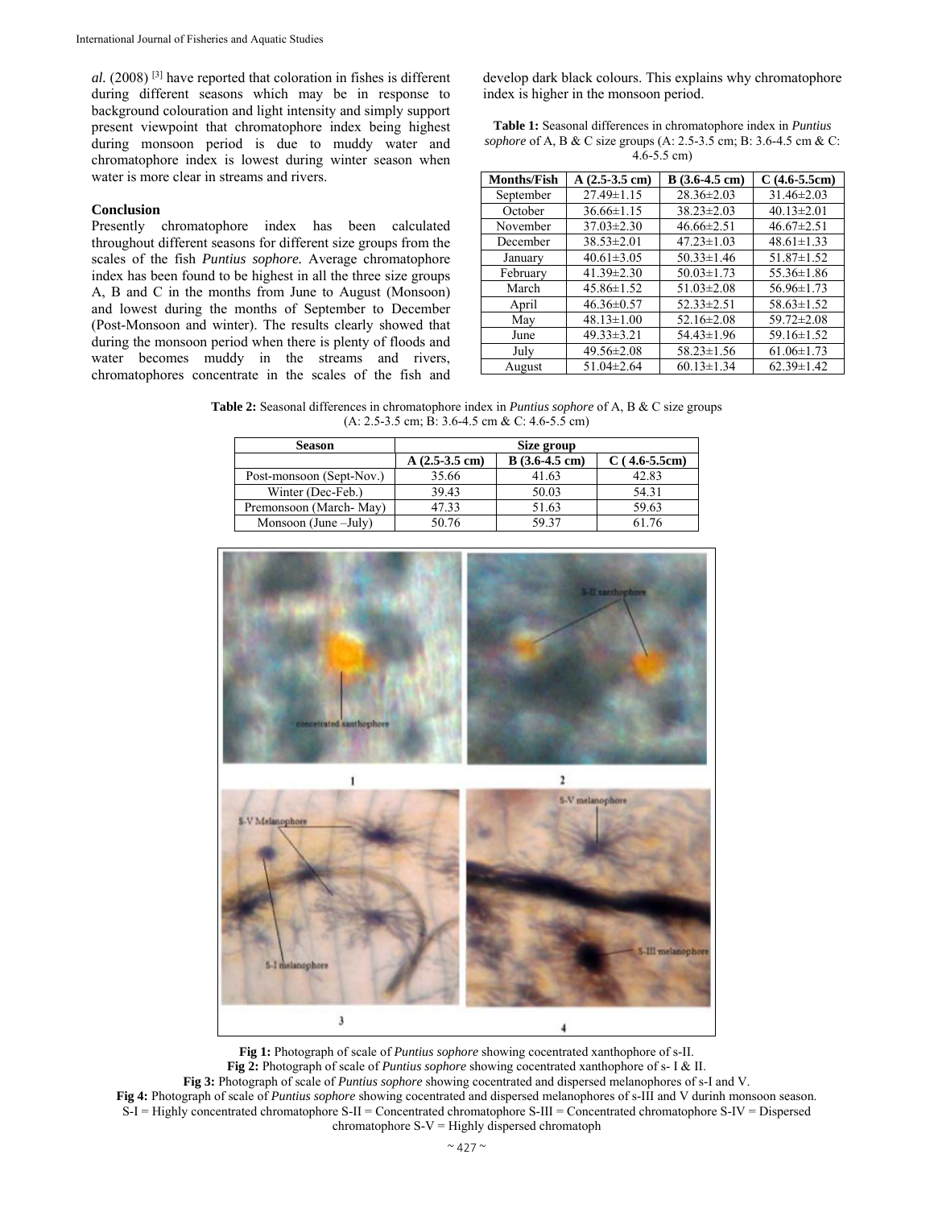*al.* (2008) [3] have reported that coloration in fishes is different during different seasons which may be in response to background colouration and light intensity and simply support present viewpoint that chromatophore index being highest during monsoon period is due to muddy water and chromatophore index is lowest during winter season when water is more clear in streams and rivers.

## Conclusion

Presently chromatophore index has been calculated throughout different seasons for different size groups from the scales of the fish *Puntius sophore.* Average chromatophore index has been found to be highest in all the three size groups A, B and C in the months from June to August (Monsoon) and lowest during the months of September to December (Post-Monsoon and winter). The results clearly showed that during the monsoon period when there is plenty of floods and water becomes muddy in the streams and rivers, chromatophores concentrate in the scales of the fish and develop dark black colours. This explains why chromatophore index is higher in the monsoon period.

**Table 1:** Seasonal differences in chromatophore index in *Puntius sophore* of A, B & C size groups (A: 2.5-3.5 cm; B: 3.6-4.5 cm & C: 4.6-5.5 cm)

| Months/Fish | A (2.5-3.5 cm) | B (3.6-4.5 cm) | C (4.6-5.5cm) |
|---|---|---|---|
| September | 27.49±1.15 | 28.36±2.03 | 31.46±2.03 |
| October | 36.66±1.15 | 38.23±2.03 | 40.13±2.01 |
| November | 37.03±2.30 | 46.66±2.51 | 46.67±2.51 |
| December | 38.53±2.01 | 47.23±1.03 | 48.61±1.33 |
| January | 40.61±3.05 | 50.33±1.46 | 51.87±1.52 |
| February | 41.39±2.30 | 50.03±1.73 | 55.36±1.86 |
| March | 45.86±1.52 | 51.03±2.08 | 56.96±1.73 |
| April | 46.36±0.57 | 52.33±2.51 | 58.63±1.52 |
| May | 48.13±1.00 | 52.16±2.08 | 59.72±2.08 |
| June | 49.33±3.21 | 54.43±1.96 | 59.16±1.52 |
| July | 49.56±2.08 | 58.23±1.56 | 61.06±1.73 |
| August | 51.04±2.64 | 60.13±1.34 | 62.39±1.42 |

**Table 2:** Seasonal differences in chromatophore index in *Puntius sophore* of A, B & C size groups (A: 2.5-3.5 cm; B: 3.6-4.5 cm & C: 4.6-5.5 cm)

| Season | Size group | | |
|---|---|---|---|
| | A (2.5-3.5 cm) | B (3.6-4.5 cm) | C ( 4.6-5.5cm) |
| Post-monsoon (Sept-Nov.) | 35.66 | 41.63 | 42.83 |
| Winter (Dec-Feb.) | 39.43 | 50.03 | 54.31 |
| Premonsoon (March- May) | 47.33 | 51.63 | 59.63 |
| Monsoon (June –July) | 50.76 | 59.37 | 61.76 |

**Fig 1:** Photograph of scale of *Puntius sophore* showing cocentrated xanthophore of s-II.
**Fig 2:** Photograph of scale of *Puntius sophore* showing cocentrated xanthophore of s- I & II.
**Fig 3:** Photograph of scale of *Puntius sophore* showing cocentrated and dispersed melanophores of s-I and V.
**Fig 4:** Photograph of scale of *Puntius sophore* showing cocentrated and dispersed melanophores of s-III and V durinh monsoon season.
S-I = Highly concentrated chromatophore S-II = Concentrated chromatophore S-III = Concentrated chromatophore S-IV = Dispersed chromatophore S-V = Highly dispersed chromatoph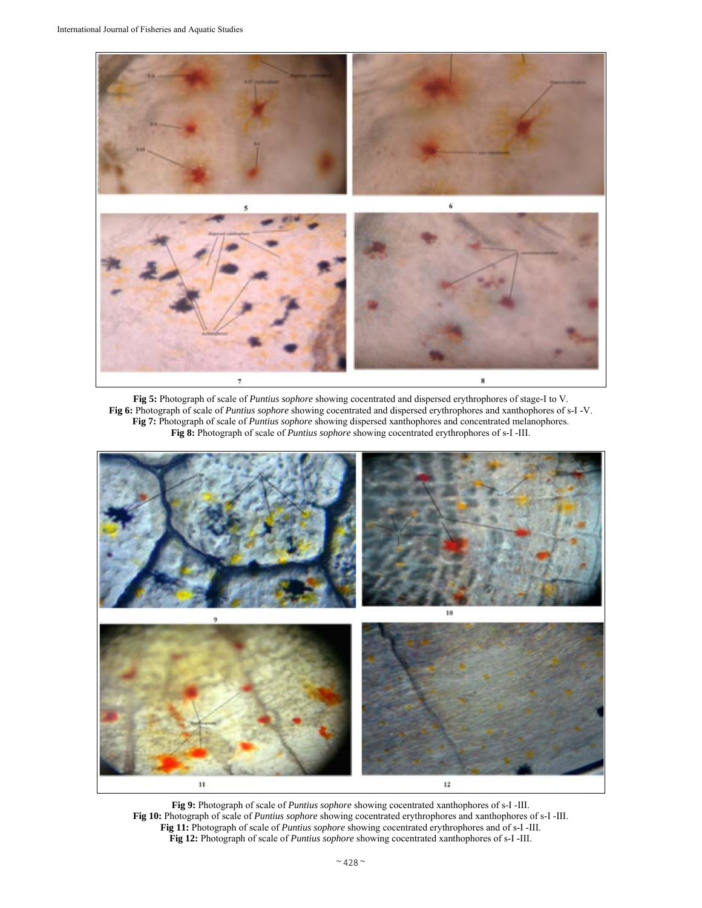**Fig 5:** Photograph of scale of *Puntius sophore* showing cocentrated and dispersed erythrophores of stage-I to V.
**Fig 6:** Photograph of scale of *Puntius sophore* showing cocentrated and dispersed erythrophores and xanthophores of s-I -V.
**Fig 7:** Photograph of scale of *Puntius sophore* showing dispersed xanthophores and concentrated melanophores.
**Fig 8:** Photograph of scale of *Puntius sophore* showing cocentrated erythrophores of s-I -III.

**Fig 9:** Photograph of scale of *Puntius sophore* showing cocentrated xanthophores of s-I -III.
**Fig 10:** Photograph of scale of *Puntius sophore* showing cocentrated erythrophores and xanthophores of s-I -III.
**Fig 11:** Photograph of scale of *Puntius sophore* showing cocentrated erythrophores and of s-I -III.
**Fig 12:** Photograph of scale of *Puntius sophore* showing cocentrated xanthophores of s-I -III.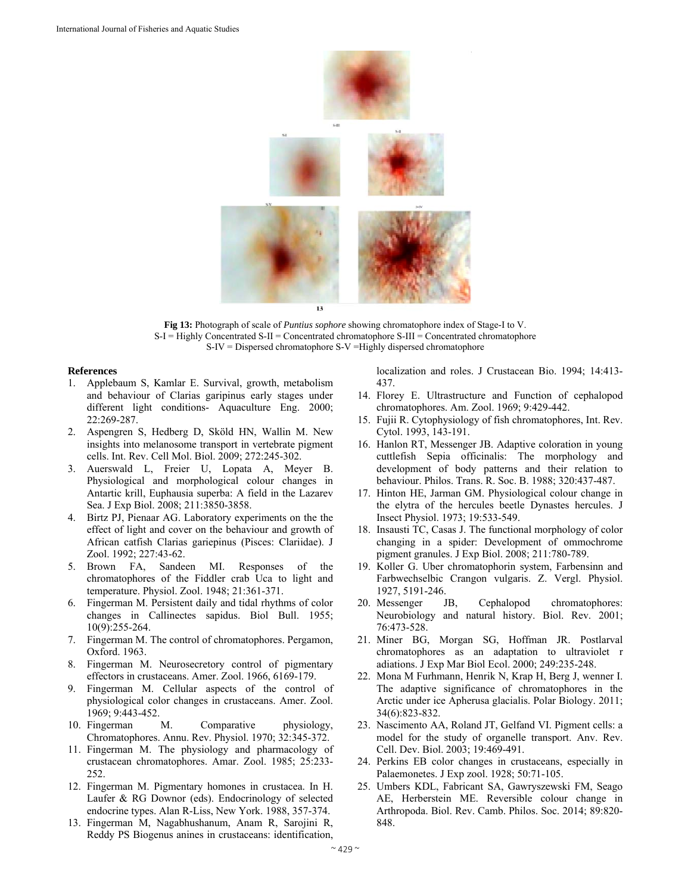**Fig 13:** Photograph of scale of *Puntius sophore* showing chromatophore index of Stage-I to V.
S-I = Highly Concentrated S-II = Concentrated chromatophore S-III = Concentrated chromatophore
S-IV = Dispersed chromatophore S-V =Highly dispersed chromatophore

## References

1. Applebaum S, Kamlar E. Survival, growth, metabolism and behaviour of Clarias garipinus early stages under different light conditions- Aquaculture Eng. 2000; 22:269-287.
2. Aspengren S, Hedberg D, Sköld HN, Wallin M. New insights into melanosome transport in vertebrate pigment cells. Int. Rev. Cell Mol. Biol. 2009; 272:245-302.
3. Auerswald L, Freier U, Lopata A, Meyer B. Physiological and morphological colour changes in Antartic krill, Euphausia superba: A field in the Lazarev Sea. J Exp Biol. 2008; 211:3850-3858.
4. Birtz PJ, Pienaar AG. Laboratory experiments on the the effect of light and cover on the behaviour and growth of African catfish Clarias gariepinus (Pisces: Clariidae). J Zool. 1992; 227:43-62.
5. Brown FA, Sandeen MI. Responses of the chromatophores of the Fiddler crab Uca to light and temperature. Physiol. Zool. 1948; 21:361-371.
6. Fingerman M. Persistent daily and tidal rhythms of color changes in Callinectes sapidus. Biol Bull. 1955; 10(9):255-264.
7. Fingerman M. The control of chromatophores. Pergamon, Oxford. 1963.
8. Fingerman M. Neurosecretory control of pigmentary effectors in crustaceans. Amer. Zool. 1966, 6169-179.
9. Fingerman M. Cellular aspects of the control of physiological color changes in crustaceans. Amer. Zool. 1969; 9:443-452.
10. Fingerman M. Comparative physiology, Chromatophores. Annu. Rev. Physiol. 1970; 32:345-372.
11. Fingerman M. The physiology and pharmacology of crustacean chromatophores. Amar. Zool. 1985; 25:233-252.
12. Fingerman M. Pigmentary homones in crustacea. In H. Laufer & RG Downor (eds). Endocrinology of selected endocrine types. Alan R-Liss, New York. 1988, 357-374.
13. Fingerman M, Nagabhushanum, Anam R, Sarojini R, Reddy PS Biogenus anines in crustaceans: identification, localization and roles. J Crustacean Bio. 1994; 14:413-437.
14. Florey E. Ultrastructure and Function of cephalopod chromatophores. Am. Zool. 1969; 9:429-442.
15. Fujii R. Cytophysiology of fish chromatophores, Int. Rev. Cytol. 1993, 143-191.
16. Hanlon RT, Messenger JB. Adaptive coloration in young cuttlefish Sepia officinalis: The morphology and development of body patterns and their relation to behaviour. Philos. Trans. R. Soc. B. 1988; 320:437-487.
17. Hinton HE, Jarman GM. Physiological colour change in the elytra of the hercules beetle Dynastes hercules. J Insect Physiol. 1973; 19:533-549.
18. Insausti TC, Casas J. The functional morphology of color changing in a spider: Development of ommochrome pigment granules. J Exp Biol. 2008; 211:780-789.
19. Koller G. Uber chromatophorin system, Farbensinn and Farbwechselbic Crangon vulgaris. Z. Vergl. Physiol. 1927, 5191-246.
20. Messenger JB, Cephalopod chromatophores: Neurobiology and natural history. Biol. Rev. 2001; 76:473-528.
21. Miner BG, Morgan SG, Hoffman JR. Postlarval chromatophores as an adaptation to ultraviolet r adiations. J Exp Mar Biol Ecol. 2000; 249:235-248.
22. Mona M Furhmann, Henrik N, Krap H, Berg J, wenner I. The adaptive significance of chromatophores in the Arctic under ice Apherusa glacialis. Polar Biology. 2011; 34(6):823-832.
23. Nascimento AA, Roland JT, Gelfand VI. Pigment cells: a model for the study of organelle transport. Anv. Rev. Cell. Dev. Biol. 2003; 19:469-491.
24. Perkins EB color changes in crustaceans, especially in Palaemonetes. J Exp zool. 1928; 50:71-105.
25. Umbers KDL, Fabricant SA, Gawryszewski FM, Seago AE, Herberstein ME. Reversible colour change in Arthropoda. Biol. Rev. Camb. Philos. Soc. 2014; 89:820-848.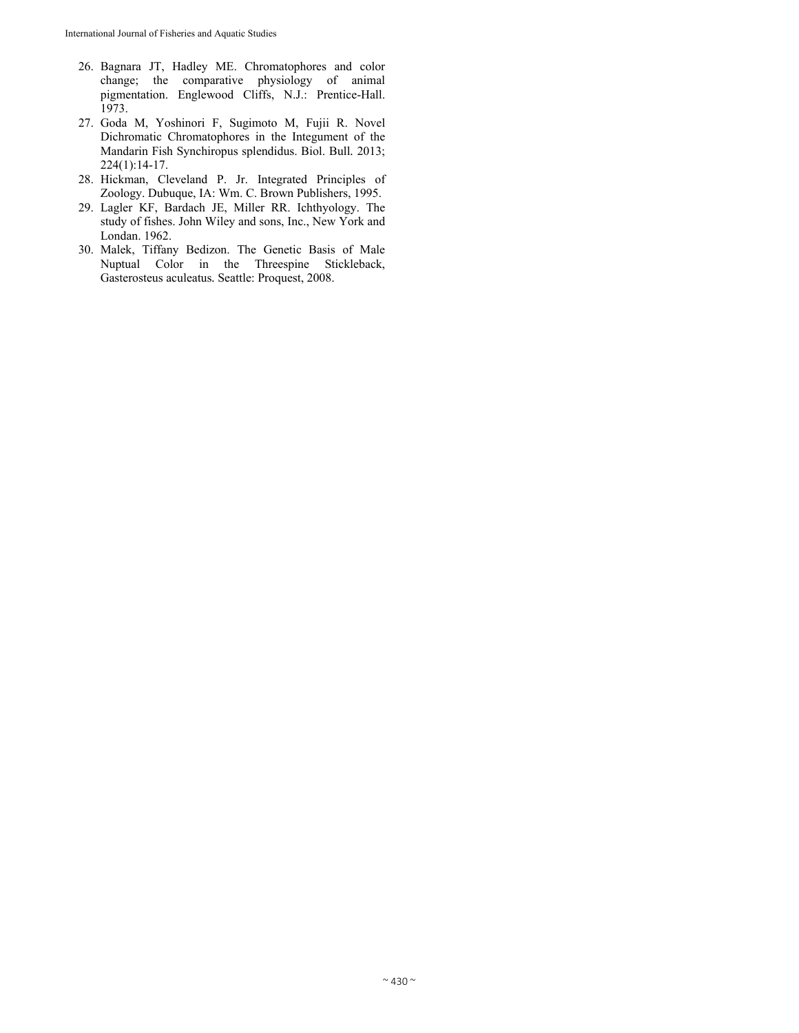26. Bagnara JT, Hadley ME. Chromatophores and color change; the comparative physiology of animal pigmentation. Englewood Cliffs, N.J.: Prentice-Hall. 1973.
27. Goda M, Yoshinori F, Sugimoto M, Fujii R. Novel Dichromatic Chromatophores in the Integument of the Mandarin Fish Synchiropus splendidus. Biol. Bull. 2013; 224(1):14-17.
28. Hickman, Cleveland P. Jr. Integrated Principles of Zoology. Dubuque, IA: Wm. C. Brown Publishers, 1995.
29. Lagler KF, Bardach JE, Miller RR. Ichthyology. The study of fishes. John Wiley and sons, Inc., New York and Londan. 1962.
30. Malek, Tiffany Bedizon. The Genetic Basis of Male Nuptual Color in the Threespine Stickleback, Gasterosteus aculeatus. Seattle: Proquest, 2008.